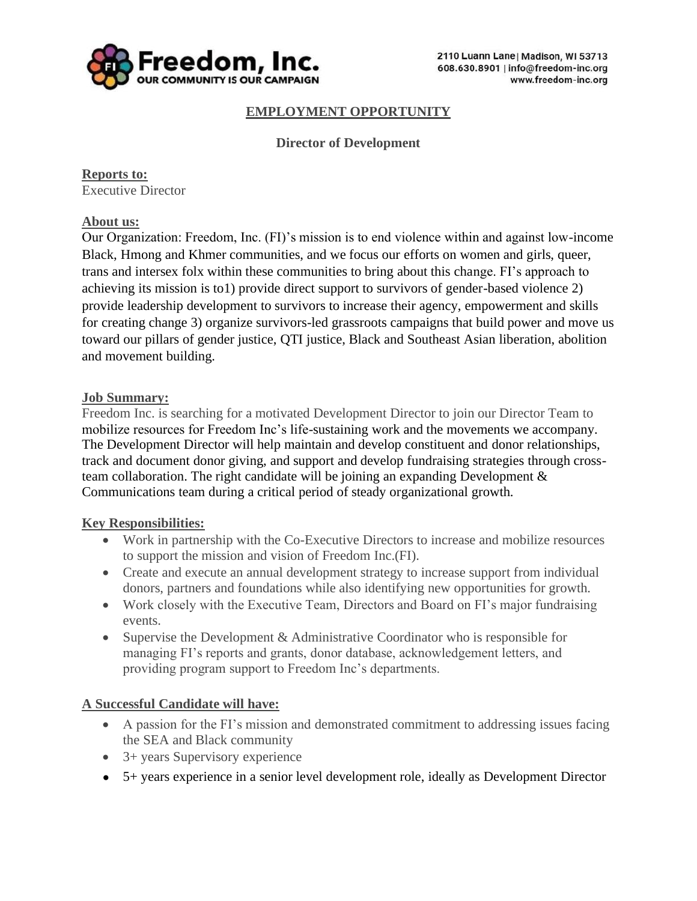Freedom, Inc.
OUR COMMUNITY IS OUR CAMPAIGN

2110 Luann Lane | Madison, WI 53713
608.630.8901 | info@freedom-inc.org
www.freedom-inc.org

# EMPLOYMENT OPPORTUNITY

## Director of Development

**Reports to:**
Executive Director

**About us:**
Our Organization: Freedom, Inc. (FI)'s mission is to end violence within and against low-income Black, Hmong and Khmer communities, and we focus our efforts on women and girls, queer, trans and intersex folx within these communities to bring about this change. FI's approach to achieving its mission is to1) provide direct support to survivors of gender-based violence 2) provide leadership development to survivors to increase their agency, empowerment and skills for creating change 3) organize survivors-led grassroots campaigns that build power and move us toward our pillars of gender justice, QTI justice, Black and Southeast Asian liberation, abolition and movement building.

**Job Summary:**
Freedom Inc. is searching for a motivated Development Director to join our Director Team to mobilize resources for Freedom Inc's life-sustaining work and the movements we accompany. The Development Director will help maintain and develop constituent and donor relationships, track and document donor giving, and support and develop fundraising strategies through cross-team collaboration. The right candidate will be joining an expanding Development & Communications team during a critical period of steady organizational growth.

**Key Responsibilities:**

- Work in partnership with the Co-Executive Directors to increase and mobilize resources to support the mission and vision of Freedom Inc.(FI).
- Create and execute an annual development strategy to increase support from individual donors, partners and foundations while also identifying new opportunities for growth.
- Work closely with the Executive Team, Directors and Board on FI's major fundraising events.
- Supervise the Development & Administrative Coordinator who is responsible for managing FI's reports and grants, donor database, acknowledgement letters, and providing program support to Freedom Inc's departments.

**A Successful Candidate will have:**

- A passion for the FI's mission and demonstrated commitment to addressing issues facing the SEA and Black community
- 3+ years Supervisory experience
- 5+ years experience in a senior level development role, ideally as Development Director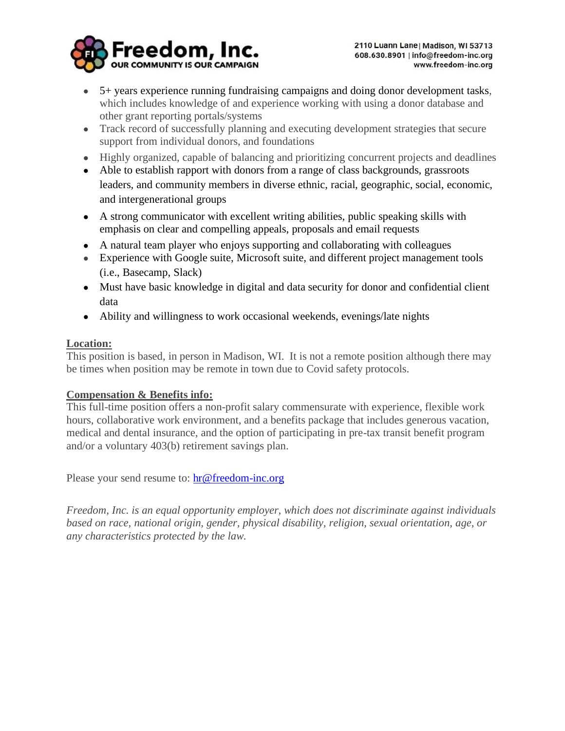- 5+ years experience running fundraising campaigns and doing donor development tasks, which includes knowledge of and experience working with using a donor database and other grant reporting portals/systems
- Track record of successfully planning and executing development strategies that secure support from individual donors, and foundations
- Highly organized, capable of balancing and prioritizing concurrent projects and deadlines
- Able to establish rapport with donors from a range of class backgrounds, grassroots leaders, and community members in diverse ethnic, racial, geographic, social, economic, and intergenerational groups
- A strong communicator with excellent writing abilities, public speaking skills with emphasis on clear and compelling appeals, proposals and email requests
- A natural team player who enjoys supporting and collaborating with colleagues
- Experience with Google suite, Microsoft suite, and different project management tools (i.e., Basecamp, Slack)
- Must have basic knowledge in digital and data security for donor and confidential client data
- Ability and willingness to work occasional weekends, evenings/late nights

**Location:**

This position is based, in person in Madison, WI. It is not a remote position although there may be times when position may be remote in town due to Covid safety protocols.

**Compensation & Benefits info:**

This full-time position offers a non-profit salary commensurate with experience, flexible work hours, collaborative work environment, and a benefits package that includes generous vacation, medical and dental insurance, and the option of participating in pre-tax transit benefit program and/or a voluntary 403(b) retirement savings plan.

Please your send resume to: hr@freedom-inc.org

*Freedom, Inc. is an equal opportunity employer, which does not discriminate against individuals based on race, national origin, gender, physical disability, religion, sexual orientation, age, or any characteristics protected by the law.*